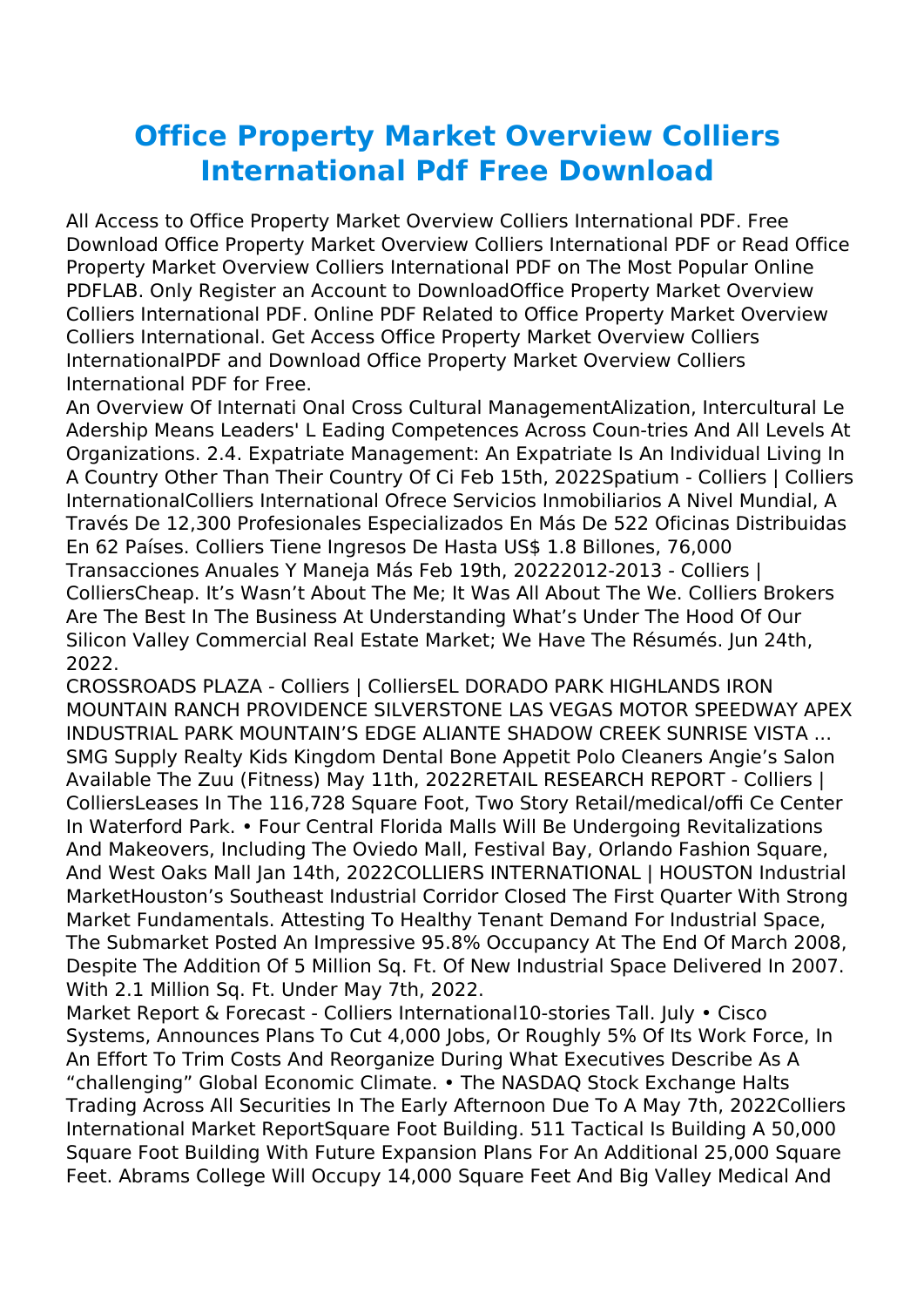# Office Property Market Overview Colliers International Pdf Free Download

All Access to Office Property Market Overview Colliers International PDF. Free Download Office Property Market Overview Colliers International PDF or Read Office Property Market Overview Colliers International PDF on The Most Popular Online PDFLAB. Only Register an Account to DownloadOffice Property Market Overview Colliers International PDF. Online PDF Related to Office Property Market Overview Colliers International. Get Access Office Property Market Overview Colliers InternationalPDF and Download Office Property Market Overview Colliers International PDF for Free.

An Overview Of Internati Onal Cross Cultural ManagementAlization, Intercultural Le Adership Means Leaders' L Eading Competences Across Coun-tries And All Levels At Organizations. 2.4. Expatriate Management: An Expatriate Is An Individual Living In A Country Other Than Their Country Of Ci Feb 15th, 2022Spatium - Colliers | Colliers InternationalColliers International Ofrece Servicios Inmobiliarios A Nivel Mundial, A Través De 12,300 Profesionales Especializados En Más De 522 Oficinas Distribuidas En 62 Países. Colliers Tiene Ingresos De Hasta US$ 1.8 Billones, 76,000 Transacciones Anuales Y Maneja Más Feb 19th, 20222012-2013 - Colliers | ColliersCheap. It's Wasn't About The Me; It Was All About The We. Colliers Brokers Are The Best In The Business At Understanding What's Under The Hood Of Our Silicon Valley Commercial Real Estate Market; We Have The Résumés. Jun 24th, 2022.

CROSSROADS PLAZA - Colliers | ColliersEL DORADO PARK HIGHLANDS IRON MOUNTAIN RANCH PROVIDENCE SILVERSTONE LAS VEGAS MOTOR SPEEDWAY APEX INDUSTRIAL PARK MOUNTAIN'S EDGE ALIANTE SHADOW CREEK SUNRISE VISTA ... SMG Supply Realty Kids Kingdom Dental Bone Appetit Polo Cleaners Angie's Salon Available The Zuu (Fitness) May 11th, 2022RETAIL RESEARCH REPORT - Colliers | ColliersLeases In The 116,728 Square Foot, Two Story Retail/medical/offi Ce Center In Waterford Park. • Four Central Florida Malls Will Be Undergoing Revitalizations And Makeovers, Including The Oviedo Mall, Festival Bay, Orlando Fashion Square, And West Oaks Mall Jan 14th, 2022COLLIERS INTERNATIONAL | HOUSTON Industrial MarketHouston's Southeast Industrial Corridor Closed The First Quarter With Strong Market Fundamentals. Attesting To Healthy Tenant Demand For Industrial Space, The Submarket Posted An Impressive 95.8% Occupancy At The End Of March 2008, Despite The Addition Of 5 Million Sq. Ft. Of New Industrial Space Delivered In 2007. With 2.1 Million Sq. Ft. Under May 7th, 2022.

Market Report & Forecast - Colliers International10-stories Tall. July • Cisco Systems, Announces Plans To Cut 4,000 Jobs, Or Roughly 5% Of Its Work Force, In An Effort To Trim Costs And Reorganize During What Executives Describe As A "challenging" Global Economic Climate. • The NASDAQ Stock Exchange Halts Trading Across All Securities In The Early Afternoon Due To A May 7th, 2022Colliers International Market ReportSquare Foot Building. 511 Tactical Is Building A 50,000 Square Foot Building With Future Expansion Plans For An Additional 25,000 Square Feet. Abrams College Will Occupy 14,000 Square Feet And Big Valley Medical And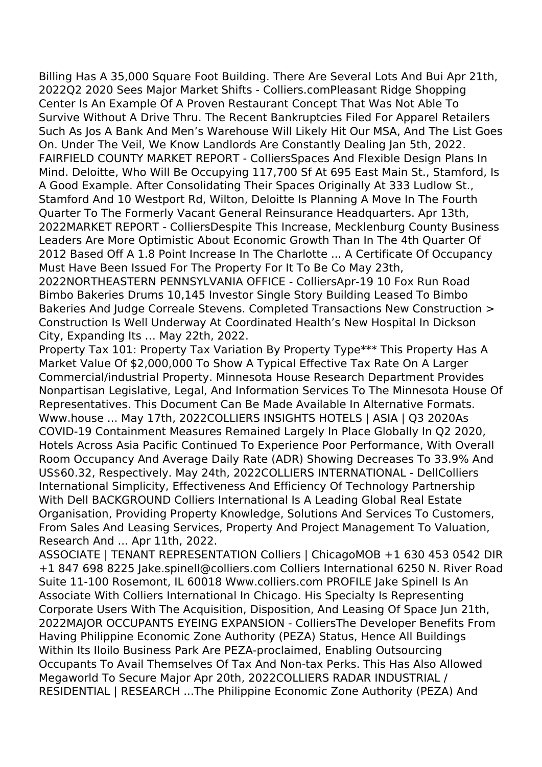Billing Has A 35,000 Square Foot Building. There Are Several Lots And Bui Apr 21th, 2022Q2 2020 Sees Major Market Shifts - Colliers.comPleasant Ridge Shopping Center Is An Example Of A Proven Restaurant Concept That Was Not Able To Survive Without A Drive Thru. The Recent Bankruptcies Filed For Apparel Retailers Such As Jos A Bank And Men's Warehouse Will Likely Hit Our MSA, And The List Goes On. Under The Veil, We Know Landlords Are Constantly Dealing Jan 5th, 2022. FAIRFIELD COUNTY MARKET REPORT - ColliersSpaces And Flexible Design Plans In Mind. Deloitte, Who Will Be Occupying 117,700 Sf At 695 East Main St., Stamford, Is A Good Example. After Consolidating Their Spaces Originally At 333 Ludlow St., Stamford And 10 Westport Rd, Wilton, Deloitte Is Planning A Move In The Fourth Quarter To The Formerly Vacant General Reinsurance Headquarters. Apr 13th, 2022MARKET REPORT - ColliersDespite This Increase, Mecklenburg County Business Leaders Are More Optimistic About Economic Growth Than In The 4th Quarter Of 2012 Based Off A 1.8 Point Increase In The Charlotte ... A Certificate Of Occupancy Must Have Been Issued For The Property For It To Be Co May 23th, 2022NORTHEASTERN PENNSYLVANIA OFFICE - ColliersApr-19 10 Fox Run Road Bimbo Bakeries Drums 10,145 Investor Single Story Building Leased To Bimbo Bakeries And Judge Correale Stevens. Completed Transactions New Construction > Construction Is Well Underway At Coordinated Health's New Hospital In Dickson City, Expanding Its ... May 22th, 2022.

Property Tax 101: Property Tax Variation By Property Type*** This Property Has A Market Value Of $2,000,000 To Show A Typical Effective Tax Rate On A Larger Commercial/industrial Property. Minnesota House Research Department Provides Nonpartisan Legislative, Legal, And Information Services To The Minnesota House Of Representatives. This Document Can Be Made Available In Alternative Formats. Www.house ... May 17th, 2022COLLIERS INSIGHTS HOTELS | ASIA | Q3 2020As COVID-19 Containment Measures Remained Largely In Place Globally In Q2 2020, Hotels Across Asia Pacific Continued To Experience Poor Performance, With Overall Room Occupancy And Average Daily Rate (ADR) Showing Decreases To 33.9% And US$60.32, Respectively. May 24th, 2022COLLIERS INTERNATIONAL - DellColliers International Simplicity, Effectiveness And Efficiency Of Technology Partnership With Dell BACKGROUND Colliers International Is A Leading Global Real Estate Organisation, Providing Property Knowledge, Solutions And Services To Customers, From Sales And Leasing Services, Property And Project Management To Valuation, Research And ... Apr 11th, 2022.

ASSOCIATE | TENANT REPRESENTATION Colliers | ChicagoMOB +1 630 453 0542 DIR +1 847 698 8225 Jake.spinell@colliers.com Colliers International 6250 N. River Road Suite 11-100 Rosemont, IL 60018 Www.colliers.com PROFILE Jake Spinell Is An Associate With Colliers International In Chicago. His Specialty Is Representing Corporate Users With The Acquisition, Disposition, And Leasing Of Space Jun 21th, 2022MAJOR OCCUPANTS EYEING EXPANSION - ColliersThe Developer Benefits From Having Philippine Economic Zone Authority (PEZA) Status, Hence All Buildings Within Its Iloilo Business Park Are PEZA-proclaimed, Enabling Outsourcing Occupants To Avail Themselves Of Tax And Non-tax Perks. This Has Also Allowed Megaworld To Secure Major Apr 20th, 2022COLLIERS RADAR INDUSTRIAL / RESIDENTIAL | RESEARCH ...The Philippine Economic Zone Authority (PEZA) And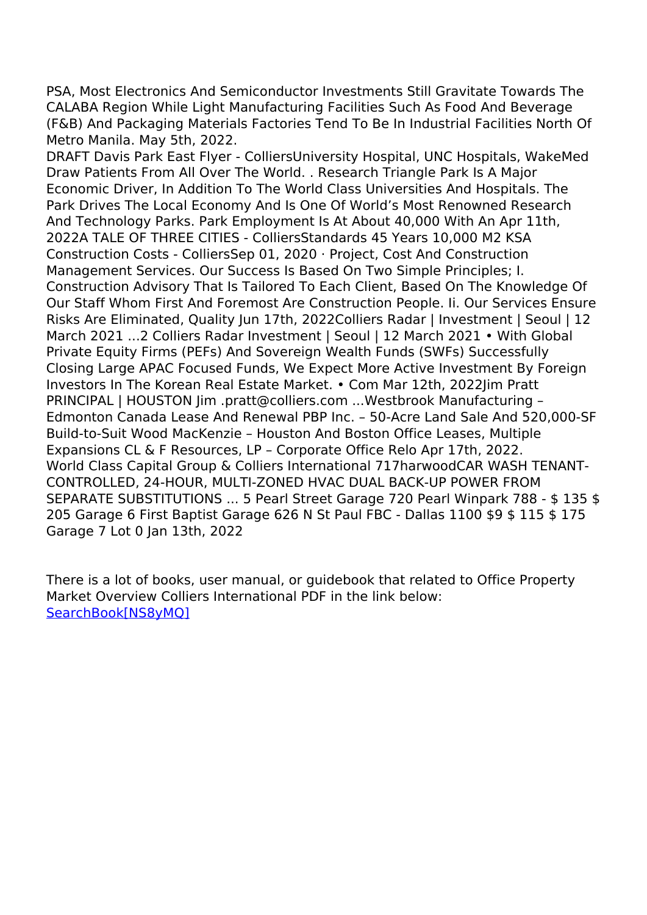PSA, Most Electronics And Semiconductor Investments Still Gravitate Towards The CALABA Region While Light Manufacturing Facilities Such As Food And Beverage (F&B) And Packaging Materials Factories Tend To Be In Industrial Facilities North Of Metro Manila. May 5th, 2022.
DRAFT Davis Park East Flyer - ColliersUniversity Hospital, UNC Hospitals, WakeMed Draw Patients From All Over The World. . Research Triangle Park Is A Major Economic Driver, In Addition To The World Class Universities And Hospitals. The Park Drives The Local Economy And Is One Of World's Most Renowned Research And Technology Parks. Park Employment Is At About 40,000 With An Apr 11th, 2022A TALE OF THREE CITIES - ColliersStandards 45 Years 10,000 M2 KSA Construction Costs - ColliersSep 01, 2020 · Project, Cost And Construction Management Services. Our Success Is Based On Two Simple Principles; I. Construction Advisory That Is Tailored To Each Client, Based On The Knowledge Of Our Staff Whom First And Foremost Are Construction People. Ii. Our Services Ensure Risks Are Eliminated, Quality Jun 17th, 2022Colliers Radar | Investment | Seoul | 12 March 2021 ...2 Colliers Radar Investment | Seoul | 12 March 2021 • With Global Private Equity Firms (PEFs) And Sovereign Wealth Funds (SWFs) Successfully Closing Large APAC Focused Funds, We Expect More Active Investment By Foreign Investors In The Korean Real Estate Market. • Com Mar 12th, 2022Jim Pratt PRINCIPAL | HOUSTON Jim .pratt@colliers.com ...Westbrook Manufacturing – Edmonton Canada Lease And Renewal PBP Inc. – 50-Acre Land Sale And 520,000-SF Build-to-Suit Wood MacKenzie – Houston And Boston Office Leases, Multiple Expansions CL & F Resources, LP – Corporate Office Relo Apr 17th, 2022.
World Class Capital Group & Colliers International 717harwoodCAR WASH TENANT-CONTROLLED, 24-HOUR, MULTI-ZONED HVAC DUAL BACK-UP POWER FROM SEPARATE SUBSTITUTIONS ... 5 Pearl Street Garage 720 Pearl Winpark 788 - $ 135 $ 205 Garage 6 First Baptist Garage 626 N St Paul FBC - Dallas 1100 $9 $ 115 $ 175 Garage 7 Lot 0 Jan 13th, 2022

There is a lot of books, user manual, or guidebook that related to Office Property Market Overview Colliers International PDF in the link below:
[SearchBook[NS8yMQ]]